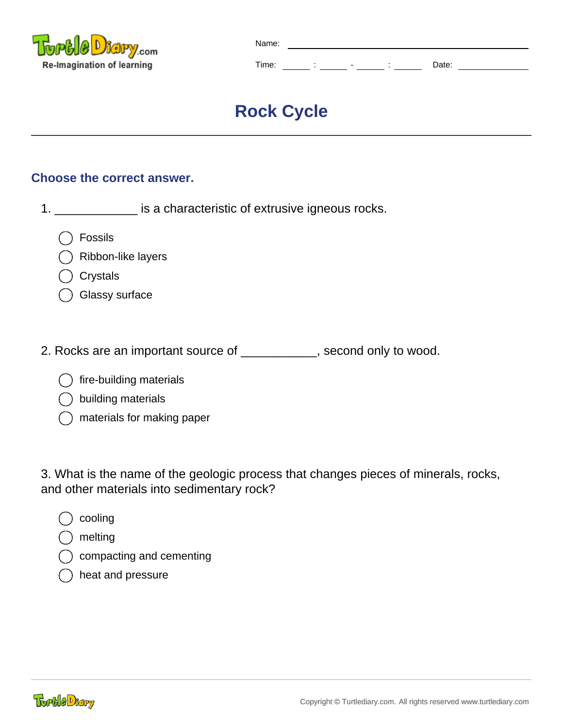Name: ________________________________

Time: ______ : ______ - ______ : ______ Date: ______________

# Rock Cycle

## Choose the correct answer.

1. ____________ is a characteristic of extrusive igneous rocks.

- ◯ Fossils
- ◯ Ribbon-like layers
- ◯ Crystals
- ◯ Glassy surface

2. Rocks are an important source of ___________, second only to wood.

- ◯ fire-building materials
- ◯ building materials
- ◯ materials for making paper

3. What is the name of the geologic process that changes pieces of minerals, rocks, and other materials into sedimentary rock?

- ◯ cooling
- ◯ melting
- ◯ compacting and cementing
- ◯ heat and pressure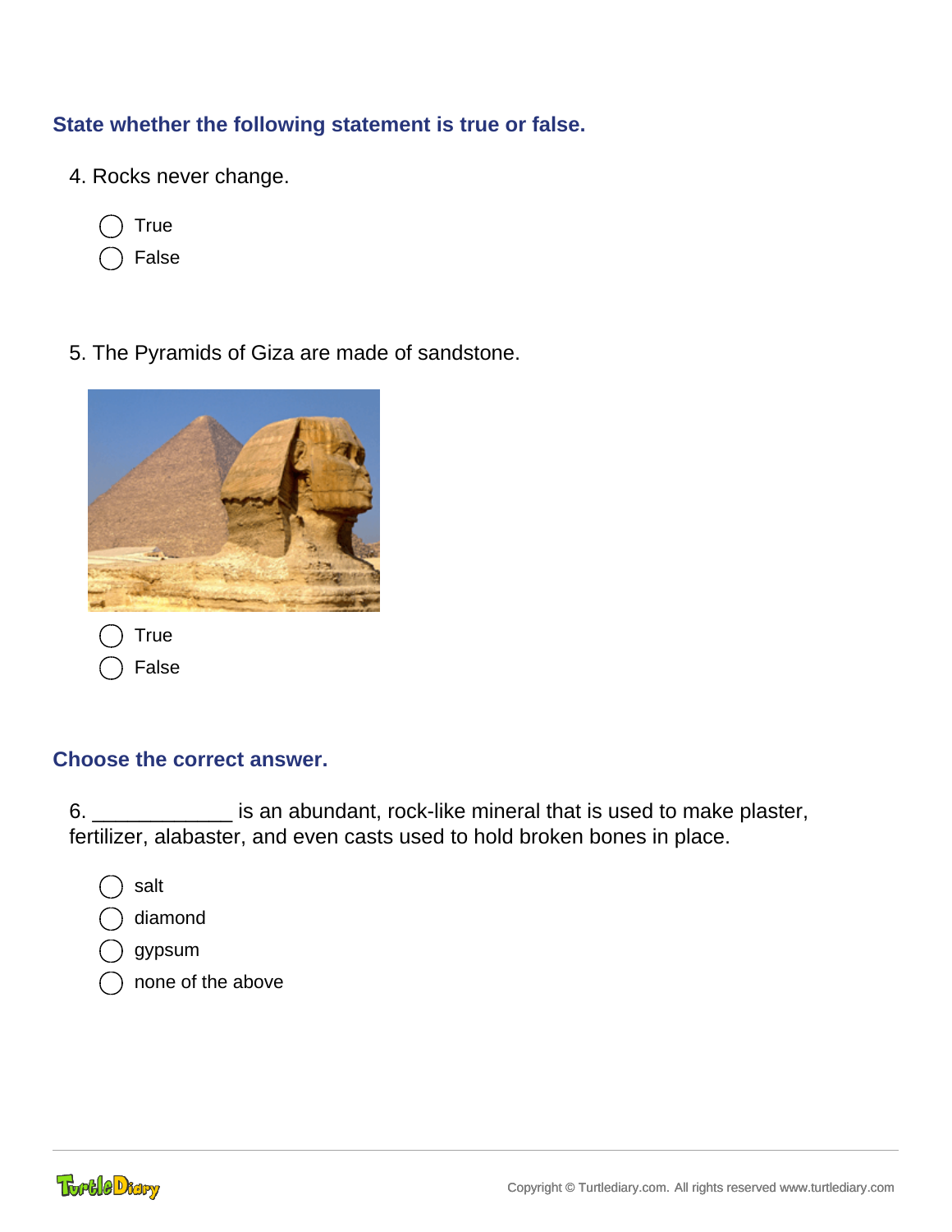## State whether the following statement is true or false.

4. Rocks never change.

- ◯ True
- ◯ False

5. The Pyramids of Giza are made of sandstone.

- ◯ True
- ◯ False

## Choose the correct answer.

6. ____________ is an abundant, rock-like mineral that is used to make plaster, fertilizer, alabaster, and even casts used to hold broken bones in place.

- ◯ salt
- ◯ diamond
- ◯ gypsum
- ◯ none of the above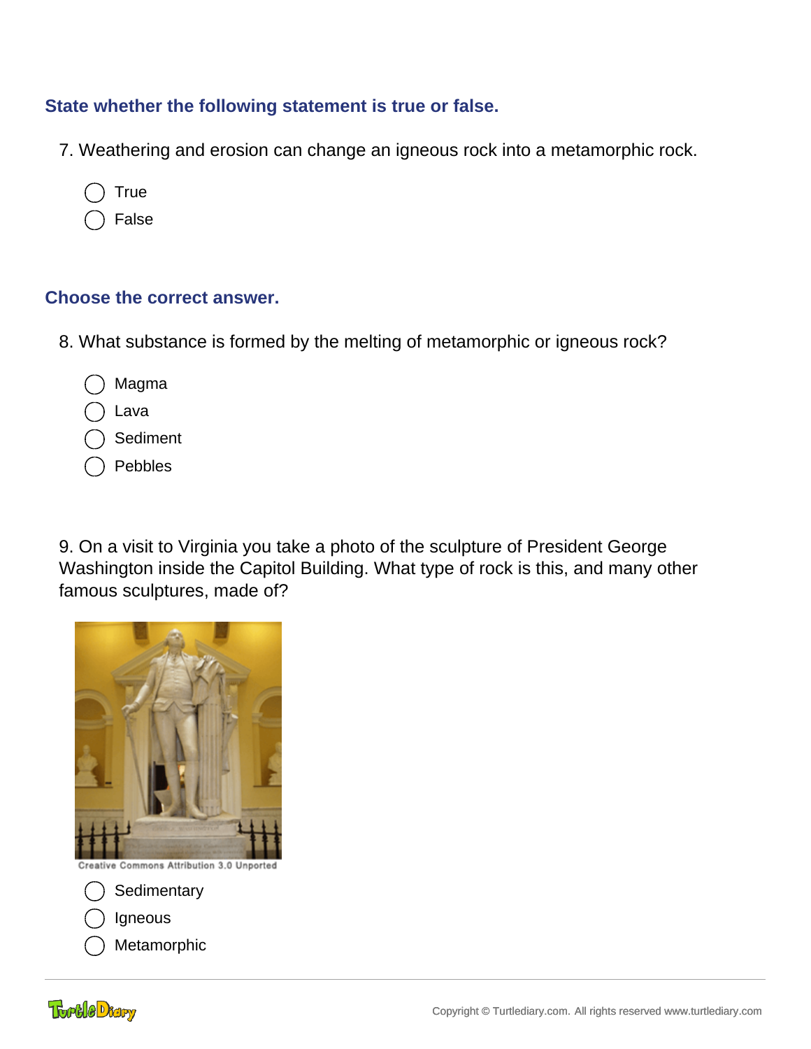### State whether the following statement is true or false.

7. Weathering and erosion can change an igneous rock into a metamorphic rock.

- ◯ True
- ◯ False

### Choose the correct answer.

8. What substance is formed by the melting of metamorphic or igneous rock?

- ◯ Magma
- ◯ Lava
- ◯ Sediment
- ◯ Pebbles

9. On a visit to Virginia you take a photo of the sculpture of President George Washington inside the Capitol Building. What type of rock is this, and many other famous sculptures, made of?

Creative Commons Attribution 3.0 Unported

- ◯ Sedimentary
- ◯ Igneous
- ◯ Metamorphic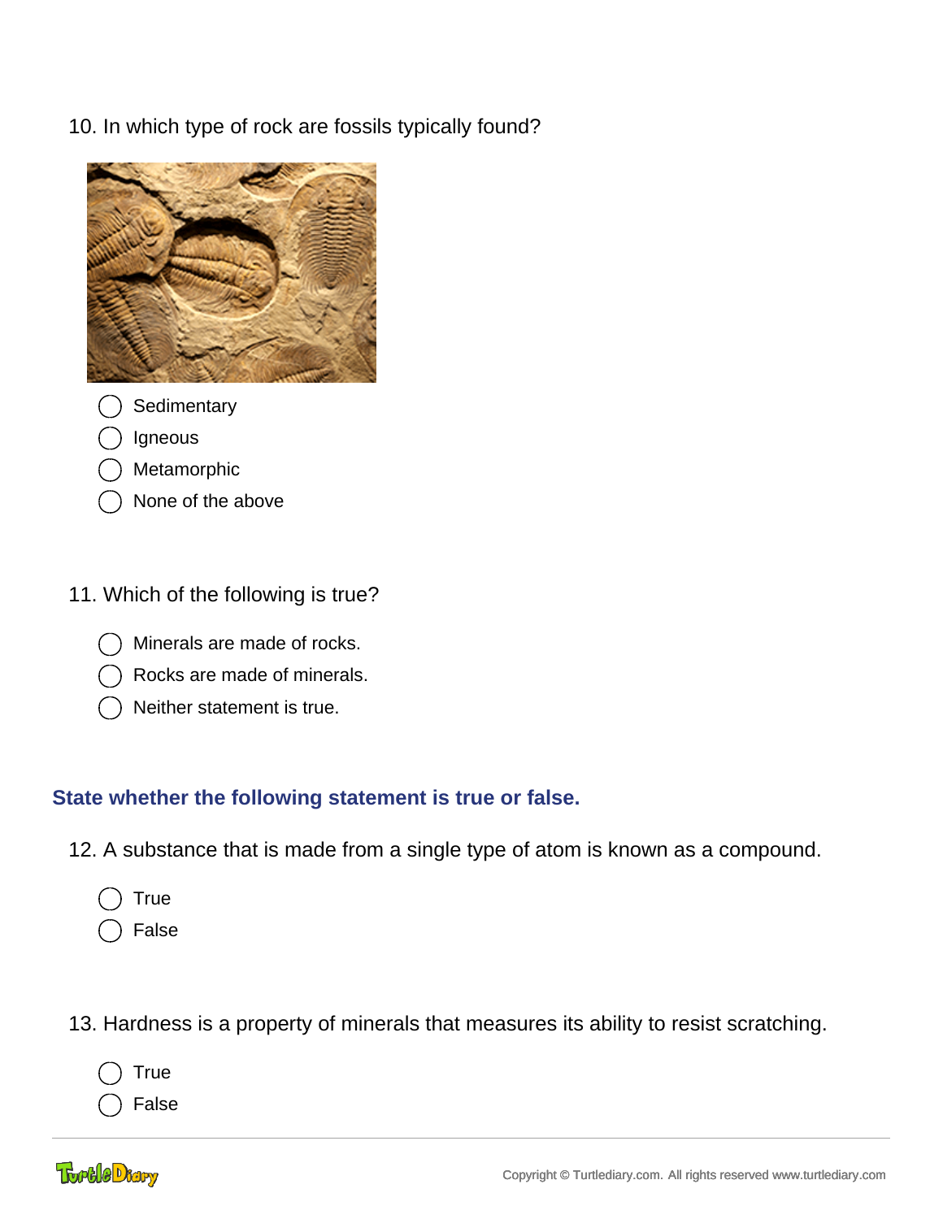10. In which type of rock are fossils typically found?

- ◯ Sedimentary
- ◯ Igneous
- ◯ Metamorphic
- ◯ None of the above

11. Which of the following is true?

- ◯ Minerals are made of rocks.
- ◯ Rocks are made of minerals.
- ◯ Neither statement is true.

## State whether the following statement is true or false.

12. A substance that is made from a single type of atom is known as a compound.

- ◯ True
- ◯ False

13. Hardness is a property of minerals that measures its ability to resist scratching.

- ◯ True
- ◯ False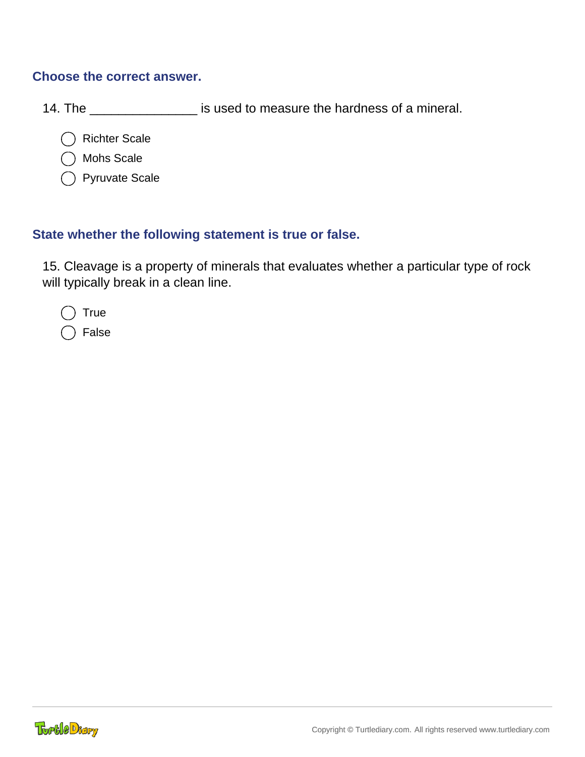### Choose the correct answer.

14. The _______________ is used to measure the hardness of a mineral.

- ◯ Richter Scale
- ◯ Mohs Scale
- ◯ Pyruvate Scale

### State whether the following statement is true or false.

15. Cleavage is a property of minerals that evaluates whether a particular type of rock will typically break in a clean line.

- ◯ True
- ◯ False